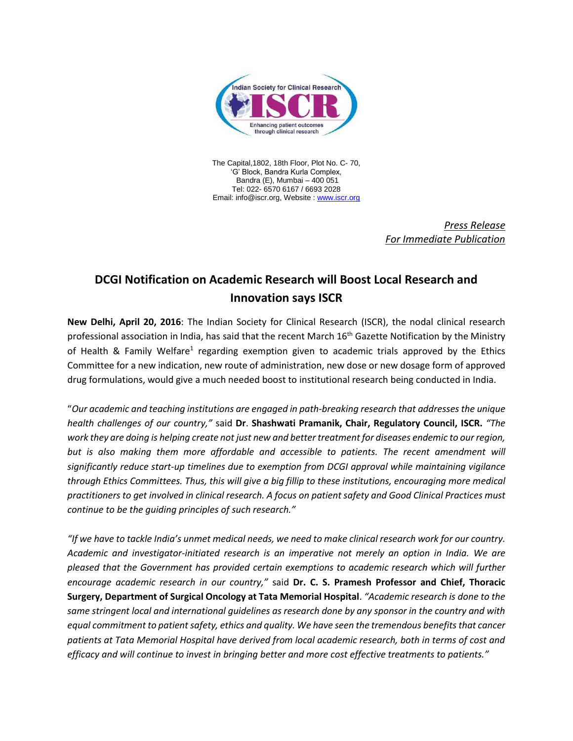The Capital,1802, 18th Floor, Plot No. C- 70,
'G' Block, Bandra Kurla Complex,
Bandra (E), Mumbai – 400 051
Tel: 022- 6570 6167 / 6693 2028
Email: info@iscr.org, Website : www.iscr.org

*Press Release*
*For Immediate Publication*

# DCGI Notification on Academic Research will Boost Local Research and Innovation says ISCR

**New Delhi, April 20, 2016**: The Indian Society for Clinical Research (ISCR), the nodal clinical research professional association in India, has said that the recent March 16th Gazette Notification by the Ministry of Health & Family Welfare[1] regarding exemption given to academic trials approved by the Ethics Committee for a new indication, new route of administration, new dose or new dosage form of approved drug formulations, would give a much needed boost to institutional research being conducted in India.

"*Our academic and teaching institutions are engaged in path-breaking research that addresses the unique health challenges of our country,"* said **Dr**. **Shashwati Pramanik, Chair, Regulatory Council, ISCR.** *"The work they are doing is helping create not just new and better treatment for diseases endemic to our region, but is also making them more affordable and accessible to patients. The recent amendment will significantly reduce start-up timelines due to exemption from DCGI approval while maintaining vigilance through Ethics Committees. Thus, this will give a big fillip to these institutions, encouraging more medical practitioners to get involved in clinical research. A focus on patient safety and Good Clinical Practices must continue to be the guiding principles of such research."*

*"If we have to tackle India's unmet medical needs, we need to make clinical research work for our country. Academic and investigator-initiated research is an imperative not merely an option in India. We are pleased that the Government has provided certain exemptions to academic research which will further encourage academic research in our country,"* said **Dr. C. S. Pramesh Professor and Chief, Thoracic Surgery, Department of Surgical Oncology at Tata Memorial Hospital**. *"Academic research is done to the same stringent local and international guidelines as research done by any sponsor in the country and with equal commitment to patient safety, ethics and quality. We have seen the tremendous benefits that cancer patients at Tata Memorial Hospital have derived from local academic research, both in terms of cost and efficacy and will continue to invest in bringing better and more cost effective treatments to patients."*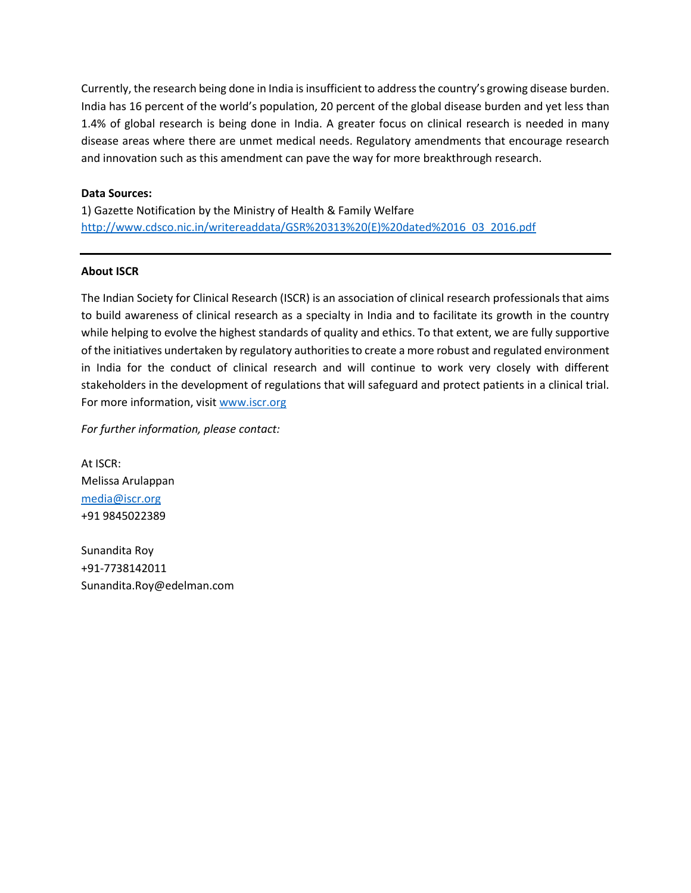Currently, the research being done in India is insufficient to address the country's growing disease burden. India has 16 percent of the world's population, 20 percent of the global disease burden and yet less than 1.4% of global research is being done in India. A greater focus on clinical research is needed in many disease areas where there are unmet medical needs. Regulatory amendments that encourage research and innovation such as this amendment can pave the way for more breakthrough research.

**Data Sources:**

1) Gazette Notification by the Ministry of Health & Family Welfare
http://www.cdsco.nic.in/writereaddata/GSR%20313%20(E)%20dated%2016_03_2016.pdf

---

**About ISCR**

The Indian Society for Clinical Research (ISCR) is an association of clinical research professionals that aims to build awareness of clinical research as a specialty in India and to facilitate its growth in the country while helping to evolve the highest standards of quality and ethics. To that extent, we are fully supportive of the initiatives undertaken by regulatory authorities to create a more robust and regulated environment in India for the conduct of clinical research and will continue to work very closely with different stakeholders in the development of regulations that will safeguard and protect patients in a clinical trial. For more information, visit www.iscr.org

*For further information, please contact:*

At ISCR:
Melissa Arulappan
media@iscr.org
+91 9845022389

Sunandita Roy
+91-7738142011
Sunandita.Roy@edelman.com